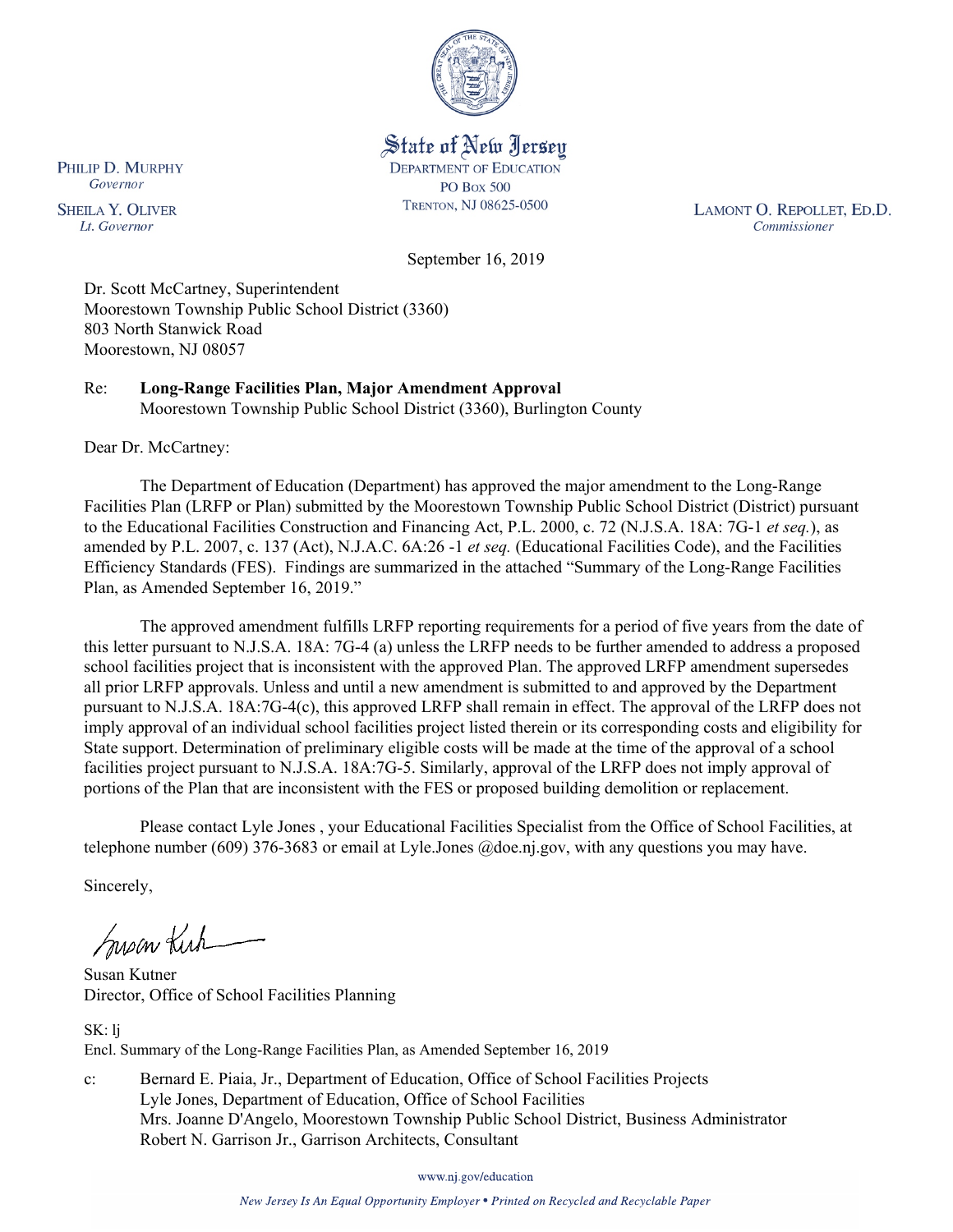State of New Jersey
DEPARTMENT OF EDUCATION
PO BOX 500
TRENTON, NJ 08625-0500

PHILIP D. MURPHY
*Governor*

SHEILA Y. OLIVER
*Lt. Governor*

LAMONT O. REPOLLET, ED.D.
*Commissioner*

September 16, 2019

Dr. Scott McCartney, Superintendent
Moorestown Township Public School District (3360)
803 North Stanwick Road
Moorestown, NJ 08057

Re: **Long-Range Facilities Plan, Major Amendment Approval**
Moorestown Township Public School District (3360), Burlington County

Dear Dr. McCartney:

The Department of Education (Department) has approved the major amendment to the Long-Range Facilities Plan (LRFP or Plan) submitted by the Moorestown Township Public School District (District) pursuant to the Educational Facilities Construction and Financing Act, P.L. 2000, c. 72 (N.J.S.A. 18A: 7G-1 *et seq.*), as amended by P.L. 2007, c. 137 (Act), N.J.A.C. 6A:26 -1 *et seq.* (Educational Facilities Code), and the Facilities Efficiency Standards (FES). Findings are summarized in the attached "Summary of the Long-Range Facilities Plan, as Amended September 16, 2019."

The approved amendment fulfills LRFP reporting requirements for a period of five years from the date of this letter pursuant to N.J.S.A. 18A: 7G-4 (a) unless the LRFP needs to be further amended to address a proposed school facilities project that is inconsistent with the approved Plan. The approved LRFP amendment supersedes all prior LRFP approvals. Unless and until a new amendment is submitted to and approved by the Department pursuant to N.J.S.A. 18A:7G-4(c), this approved LRFP shall remain in effect. The approval of the LRFP does not imply approval of an individual school facilities project listed therein or its corresponding costs and eligibility for State support. Determination of preliminary eligible costs will be made at the time of the approval of a school facilities project pursuant to N.J.S.A. 18A:7G-5. Similarly, approval of the LRFP does not imply approval of portions of the Plan that are inconsistent with the FES or proposed building demolition or replacement.

Please contact Lyle Jones , your Educational Facilities Specialist from the Office of School Facilities, at telephone number (609) 376-3683 or email at Lyle.Jones @doe.nj.gov, with any questions you may have.

Sincerely,

Susan Kutner
Director, Office of School Facilities Planning

SK: lj
Encl. Summary of the Long-Range Facilities Plan, as Amended September 16, 2019

c: Bernard E. Piaia, Jr., Department of Education, Office of School Facilities Projects
Lyle Jones, Department of Education, Office of School Facilities
Mrs. Joanne D'Angelo, Moorestown Township Public School District, Business Administrator
Robert N. Garrison Jr., Garrison Architects, Consultant

www.nj.gov/education

*New Jersey Is An Equal Opportunity Employer • Printed on Recycled and Recyclable Paper*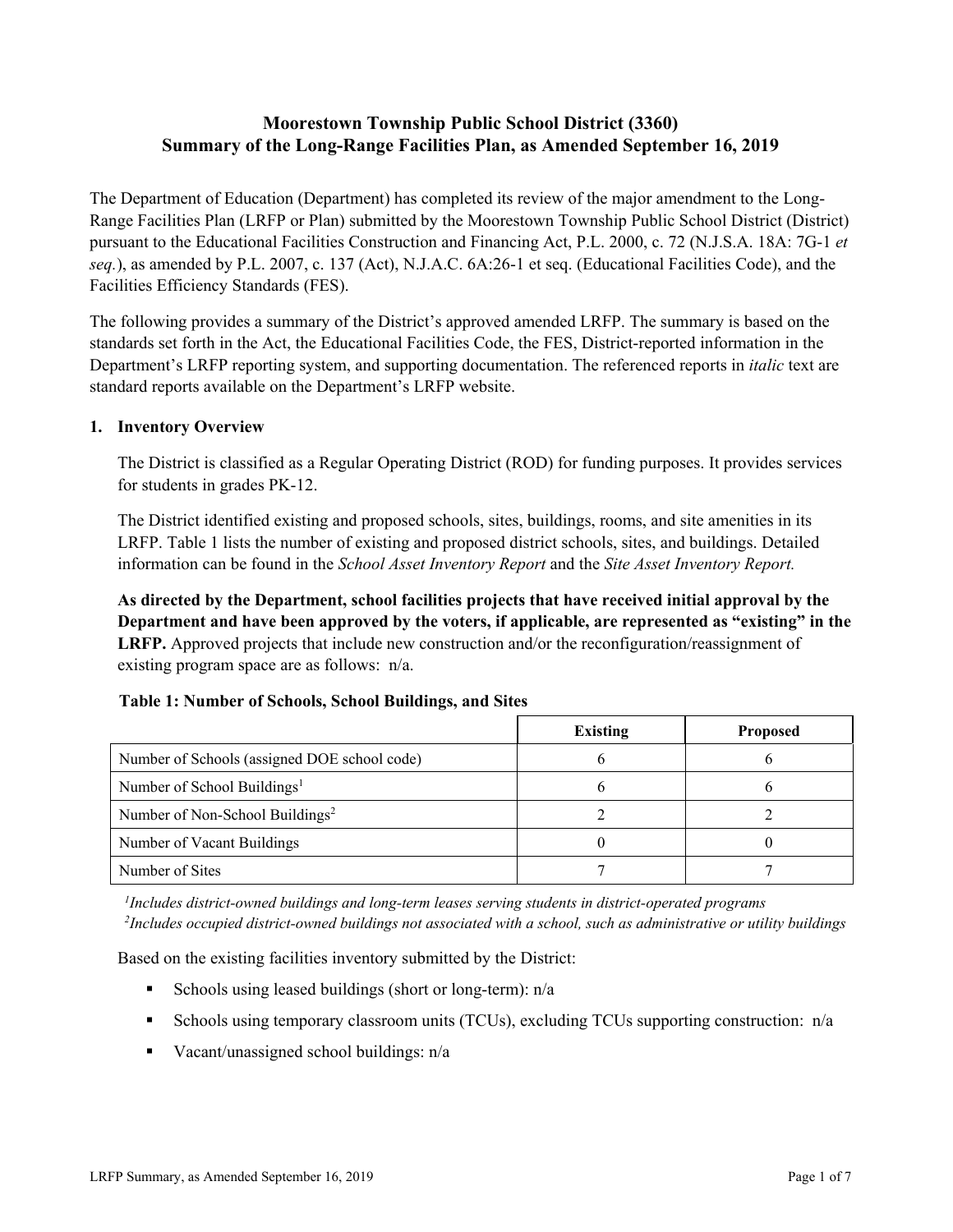# Moorestown Township Public School District (3360)
## Summary of the Long-Range Facilities Plan, as Amended September 16, 2019

The Department of Education (Department) has completed its review of the major amendment to the Long-Range Facilities Plan (LRFP or Plan) submitted by the Moorestown Township Public School District (District) pursuant to the Educational Facilities Construction and Financing Act, P.L. 2000, c. 72 (N.J.S.A. 18A: 7G-1 *et seq.*), as amended by P.L. 2007, c. 137 (Act), N.J.A.C. 6A:26-1 et seq. (Educational Facilities Code), and the Facilities Efficiency Standards (FES).

The following provides a summary of the District's approved amended LRFP. The summary is based on the standards set forth in the Act, the Educational Facilities Code, the FES, District-reported information in the Department's LRFP reporting system, and supporting documentation. The referenced reports in *italic* text are standard reports available on the Department's LRFP website.

### 1. Inventory Overview

The District is classified as a Regular Operating District (ROD) for funding purposes. It provides services for students in grades PK-12.

The District identified existing and proposed schools, sites, buildings, rooms, and site amenities in its LRFP. Table 1 lists the number of existing and proposed district schools, sites, and buildings. Detailed information can be found in the *School Asset Inventory Report* and the *Site Asset Inventory Report.*

**As directed by the Department, school facilities projects that have received initial approval by the Department and have been approved by the voters, if applicable, are represented as "existing" in the LRFP.** Approved projects that include new construction and/or the reconfiguration/reassignment of existing program space are as follows: n/a.

**Table 1: Number of Schools, School Buildings, and Sites**

| | Existing | Proposed |
|---|---|---|
| Number of Schools (assigned DOE school code) | 6 | 6 |
| Number of School Buildings[1] | 6 | 6 |
| Number of Non-School Buildings[2] | 2 | 2 |
| Number of Vacant Buildings | 0 | 0 |
| Number of Sites | 7 | 7 |

*[1]Includes district-owned buildings and long-term leases serving students in district-operated programs*
*[2]Includes occupied district-owned buildings not associated with a school, such as administrative or utility buildings*

Based on the existing facilities inventory submitted by the District:

- Schools using leased buildings (short or long-term): n/a
- Schools using temporary classroom units (TCUs), excluding TCUs supporting construction: n/a
- Vacant/unassigned school buildings: n/a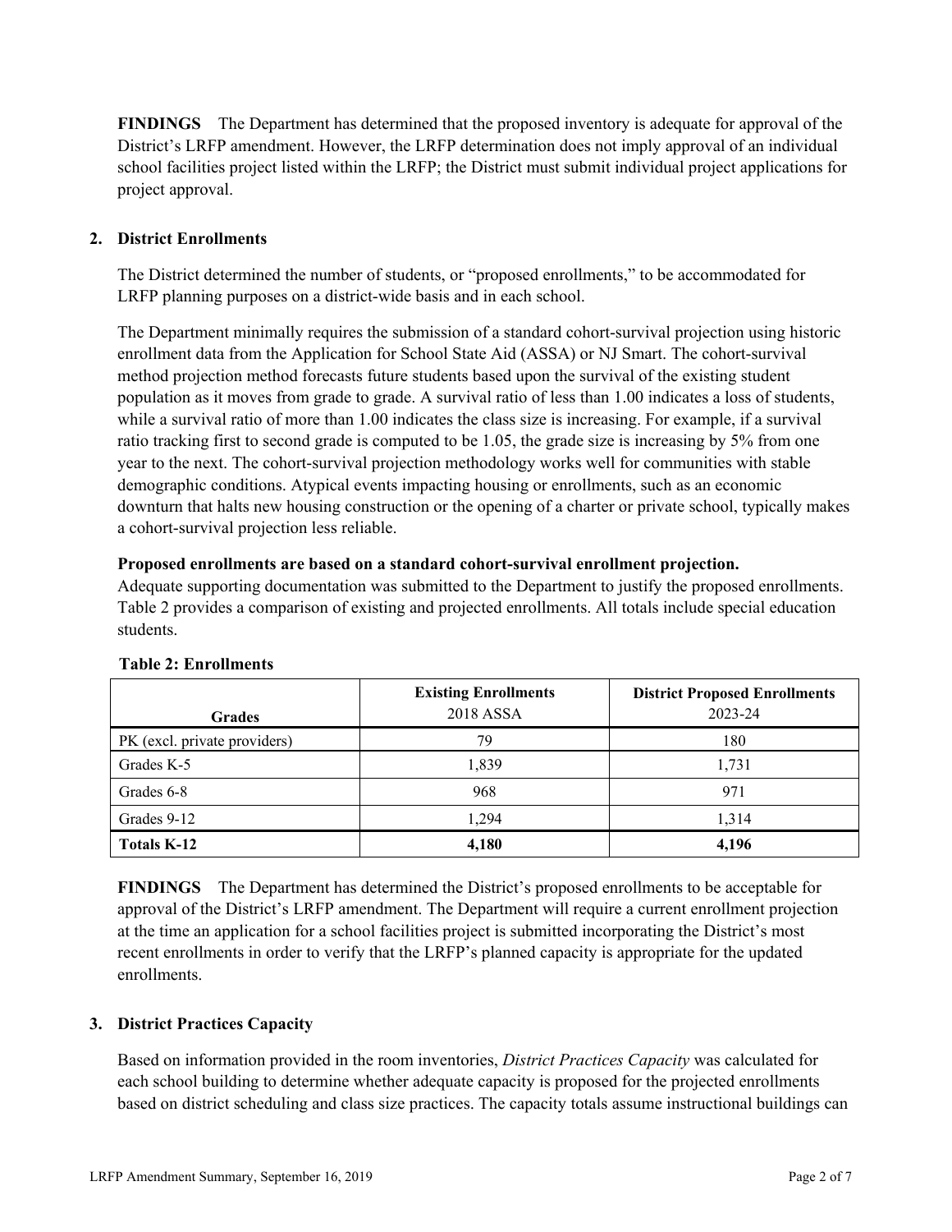**FINDINGS** The Department has determined that the proposed inventory is adequate for approval of the District's LRFP amendment. However, the LRFP determination does not imply approval of an individual school facilities project listed within the LRFP; the District must submit individual project applications for project approval.

## 2. District Enrollments

The District determined the number of students, or "proposed enrollments," to be accommodated for LRFP planning purposes on a district-wide basis and in each school.

The Department minimally requires the submission of a standard cohort-survival projection using historic enrollment data from the Application for School State Aid (ASSA) or NJ Smart. The cohort-survival method projection method forecasts future students based upon the survival of the existing student population as it moves from grade to grade. A survival ratio of less than 1.00 indicates a loss of students, while a survival ratio of more than 1.00 indicates the class size is increasing. For example, if a survival ratio tracking first to second grade is computed to be 1.05, the grade size is increasing by 5% from one year to the next. The cohort-survival projection methodology works well for communities with stable demographic conditions. Atypical events impacting housing or enrollments, such as an economic downturn that halts new housing construction or the opening of a charter or private school, typically makes a cohort-survival projection less reliable.

**Proposed enrollments are based on a standard cohort-survival enrollment projection.**
Adequate supporting documentation was submitted to the Department to justify the proposed enrollments. Table 2 provides a comparison of existing and projected enrollments. All totals include special education students.

**Table 2: Enrollments**

| Grades | **Existing Enrollments** 2018 ASSA | **District Proposed Enrollments** 2023-24 |
|---|---|---|
| PK (excl. private providers) | 79 | 180 |
| Grades K-5 | 1,839 | 1,731 |
| Grades 6-8 | 968 | 971 |
| Grades 9-12 | 1,294 | 1,314 |
| **Totals K-12** | **4,180** | **4,196** |

**FINDINGS** The Department has determined the District's proposed enrollments to be acceptable for approval of the District's LRFP amendment. The Department will require a current enrollment projection at the time an application for a school facilities project is submitted incorporating the District's most recent enrollments in order to verify that the LRFP's planned capacity is appropriate for the updated enrollments.

## 3. District Practices Capacity

Based on information provided in the room inventories, *District Practices Capacity* was calculated for each school building to determine whether adequate capacity is proposed for the projected enrollments based on district scheduling and class size practices. The capacity totals assume instructional buildings can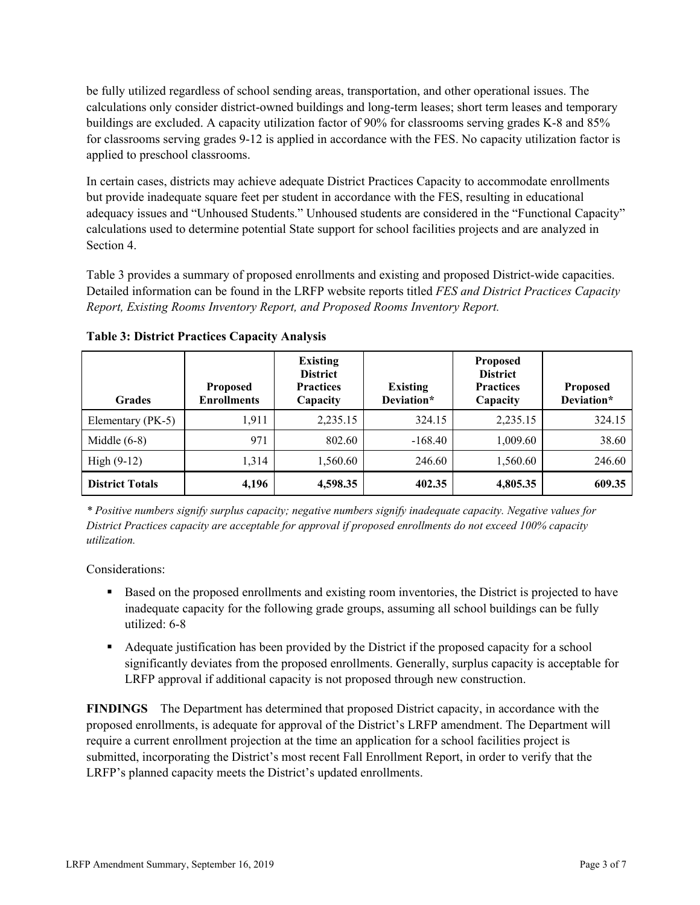be fully utilized regardless of school sending areas, transportation, and other operational issues. The calculations only consider district-owned buildings and long-term leases; short term leases and temporary buildings are excluded. A capacity utilization factor of 90% for classrooms serving grades K-8 and 85% for classrooms serving grades 9-12 is applied in accordance with the FES. No capacity utilization factor is applied to preschool classrooms.

In certain cases, districts may achieve adequate District Practices Capacity to accommodate enrollments but provide inadequate square feet per student in accordance with the FES, resulting in educational adequacy issues and "Unhoused Students." Unhoused students are considered in the "Functional Capacity" calculations used to determine potential State support for school facilities projects and are analyzed in Section 4.

Table 3 provides a summary of proposed enrollments and existing and proposed District-wide capacities. Detailed information can be found in the LRFP website reports titled *FES and District Practices Capacity Report, Existing Rooms Inventory Report, and Proposed Rooms Inventory Report.*

**Table 3: District Practices Capacity Analysis**

| Grades | Proposed Enrollments | Existing District Practices Capacity | Existing Deviation* | Proposed District Practices Capacity | Proposed Deviation* |
|---|---|---|---|---|---|
| Elementary (PK-5) | 1,911 | 2,235.15 | 324.15 | 2,235.15 | 324.15 |
| Middle (6-8) | 971 | 802.60 | -168.40 | 1,009.60 | 38.60 |
| High (9-12) | 1,314 | 1,560.60 | 246.60 | 1,560.60 | 246.60 |
| **District Totals** | **4,196** | **4,598.35** | **402.35** | **4,805.35** | **609.35** |

*\* Positive numbers signify surplus capacity; negative numbers signify inadequate capacity. Negative values for District Practices capacity are acceptable for approval if proposed enrollments do not exceed 100% capacity utilization.*

Considerations:

- Based on the proposed enrollments and existing room inventories, the District is projected to have inadequate capacity for the following grade groups, assuming all school buildings can be fully utilized: 6-8
- Adequate justification has been provided by the District if the proposed capacity for a school significantly deviates from the proposed enrollments. Generally, surplus capacity is acceptable for LRFP approval if additional capacity is not proposed through new construction.

**FINDINGS** The Department has determined that proposed District capacity, in accordance with the proposed enrollments, is adequate for approval of the District's LRFP amendment. The Department will require a current enrollment projection at the time an application for a school facilities project is submitted, incorporating the District's most recent Fall Enrollment Report, in order to verify that the LRFP's planned capacity meets the District's updated enrollments.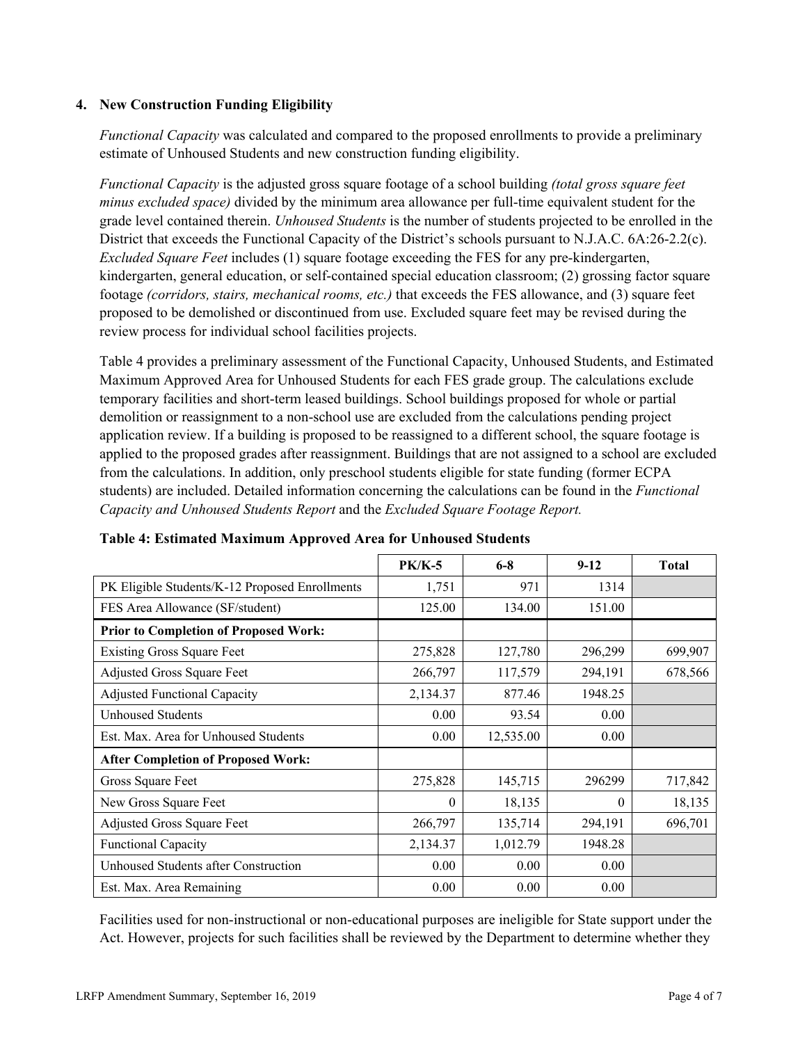### 4. New Construction Funding Eligibility

*Functional Capacity* was calculated and compared to the proposed enrollments to provide a preliminary estimate of Unhoused Students and new construction funding eligibility.

*Functional Capacity* is the adjusted gross square footage of a school building *(total gross square feet minus excluded space)* divided by the minimum area allowance per full-time equivalent student for the grade level contained therein. *Unhoused Students* is the number of students projected to be enrolled in the District that exceeds the Functional Capacity of the District's schools pursuant to N.J.A.C. 6A:26-2.2(c). *Excluded Square Feet* includes (1) square footage exceeding the FES for any pre-kindergarten, kindergarten, general education, or self-contained special education classroom; (2) grossing factor square footage *(corridors, stairs, mechanical rooms, etc.)* that exceeds the FES allowance, and (3) square feet proposed to be demolished or discontinued from use. Excluded square feet may be revised during the review process for individual school facilities projects.

Table 4 provides a preliminary assessment of the Functional Capacity, Unhoused Students, and Estimated Maximum Approved Area for Unhoused Students for each FES grade group. The calculations exclude temporary facilities and short-term leased buildings. School buildings proposed for whole or partial demolition or reassignment to a non-school use are excluded from the calculations pending project application review. If a building is proposed to be reassigned to a different school, the square footage is applied to the proposed grades after reassignment. Buildings that are not assigned to a school are excluded from the calculations. In addition, only preschool students eligible for state funding (former ECPA students) are included. Detailed information concerning the calculations can be found in the *Functional Capacity and Unhoused Students Report* and the *Excluded Square Footage Report.*

**Table 4: Estimated Maximum Approved Area for Unhoused Students**

| | PK/K-5 | 6-8 | 9-12 | Total |
|---|---|---|---|---|
| PK Eligible Students/K-12 Proposed Enrollments | 1,751 | 971 | 1314 | |
| FES Area Allowance (SF/student) | 125.00 | 134.00 | 151.00 | |
| **Prior to Completion of Proposed Work:** | | | | |
| Existing Gross Square Feet | 275,828 | 127,780 | 296,299 | 699,907 |
| Adjusted Gross Square Feet | 266,797 | 117,579 | 294,191 | 678,566 |
| Adjusted Functional Capacity | 2,134.37 | 877.46 | 1948.25 | |
| Unhoused Students | 0.00 | 93.54 | 0.00 | |
| Est. Max. Area for Unhoused Students | 0.00 | 12,535.00 | 0.00 | |
| **After Completion of Proposed Work:** | | | | |
| Gross Square Feet | 275,828 | 145,715 | 296299 | 717,842 |
| New Gross Square Feet | 0 | 18,135 | 0 | 18,135 |
| Adjusted Gross Square Feet | 266,797 | 135,714 | 294,191 | 696,701 |
| Functional Capacity | 2,134.37 | 1,012.79 | 1948.28 | |
| Unhoused Students after Construction | 0.00 | 0.00 | 0.00 | |
| Est. Max. Area Remaining | 0.00 | 0.00 | 0.00 | |

Facilities used for non-instructional or non-educational purposes are ineligible for State support under the Act. However, projects for such facilities shall be reviewed by the Department to determine whether they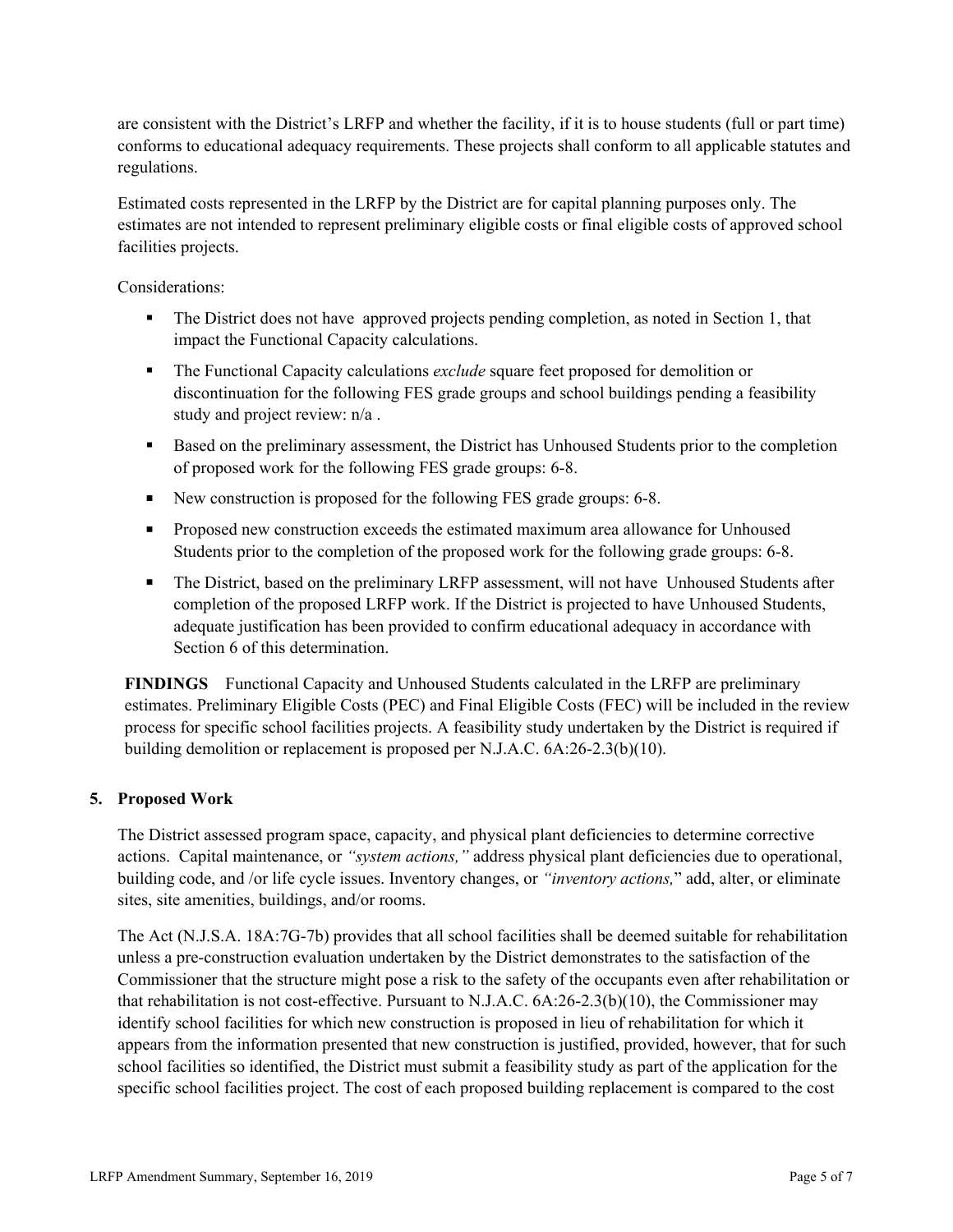are consistent with the District's LRFP and whether the facility, if it is to house students (full or part time) conforms to educational adequacy requirements. These projects shall conform to all applicable statutes and regulations.

Estimated costs represented in the LRFP by the District are for capital planning purposes only. The estimates are not intended to represent preliminary eligible costs or final eligible costs of approved school facilities projects.

Considerations:

- The District does not have approved projects pending completion, as noted in Section 1, that impact the Functional Capacity calculations.
- The Functional Capacity calculations *exclude* square feet proposed for demolition or discontinuation for the following FES grade groups and school buildings pending a feasibility study and project review: n/a .
- Based on the preliminary assessment, the District has Unhoused Students prior to the completion of proposed work for the following FES grade groups: 6-8.
- New construction is proposed for the following FES grade groups: 6-8.
- Proposed new construction exceeds the estimated maximum area allowance for Unhoused Students prior to the completion of the proposed work for the following grade groups: 6-8.
- The District, based on the preliminary LRFP assessment, will not have Unhoused Students after completion of the proposed LRFP work. If the District is projected to have Unhoused Students, adequate justification has been provided to confirm educational adequacy in accordance with Section 6 of this determination.

**FINDINGS** Functional Capacity and Unhoused Students calculated in the LRFP are preliminary estimates. Preliminary Eligible Costs (PEC) and Final Eligible Costs (FEC) will be included in the review process for specific school facilities projects. A feasibility study undertaken by the District is required if building demolition or replacement is proposed per N.J.A.C. 6A:26-2.3(b)(10).

## 5. Proposed Work

The District assessed program space, capacity, and physical plant deficiencies to determine corrective actions. Capital maintenance, or *"system actions,"* address physical plant deficiencies due to operational, building code, and /or life cycle issues. Inventory changes, or *"inventory actions,"* add, alter, or eliminate sites, site amenities, buildings, and/or rooms.

The Act (N.J.S.A. 18A:7G-7b) provides that all school facilities shall be deemed suitable for rehabilitation unless a pre-construction evaluation undertaken by the District demonstrates to the satisfaction of the Commissioner that the structure might pose a risk to the safety of the occupants even after rehabilitation or that rehabilitation is not cost-effective. Pursuant to N.J.A.C. 6A:26-2.3(b)(10), the Commissioner may identify school facilities for which new construction is proposed in lieu of rehabilitation for which it appears from the information presented that new construction is justified, provided, however, that for such school facilities so identified, the District must submit a feasibility study as part of the application for the specific school facilities project. The cost of each proposed building replacement is compared to the cost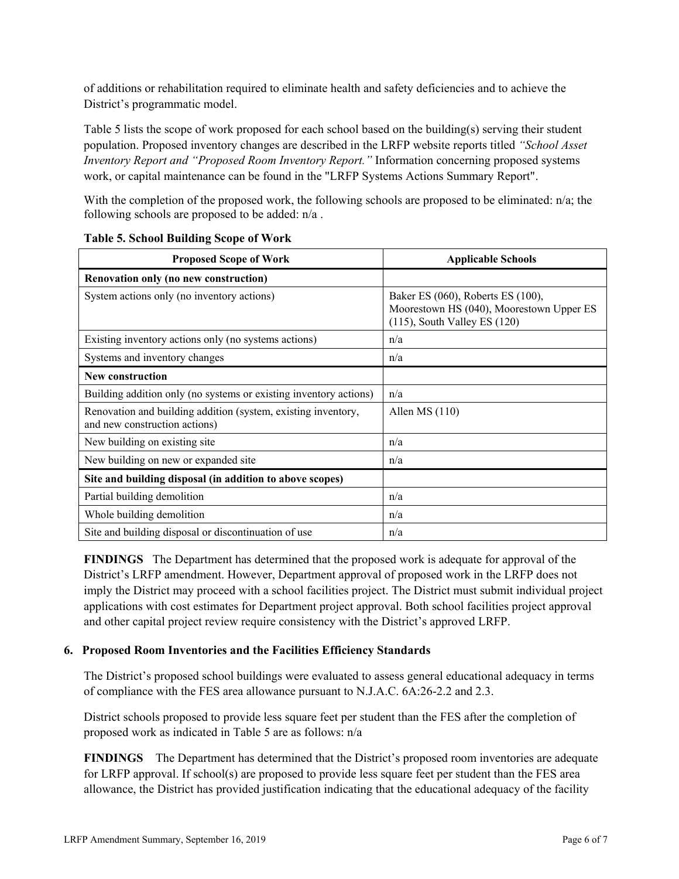of additions or rehabilitation required to eliminate health and safety deficiencies and to achieve the District's programmatic model.

Table 5 lists the scope of work proposed for each school based on the building(s) serving their student population. Proposed inventory changes are described in the LRFP website reports titled *"School Asset Inventory Report and "Proposed Room Inventory Report."* Information concerning proposed systems work, or capital maintenance can be found in the "LRFP Systems Actions Summary Report".

With the completion of the proposed work, the following schools are proposed to be eliminated: n/a; the following schools are proposed to be added: n/a .

**Table 5. School Building Scope of Work**

| Proposed Scope of Work | Applicable Schools |
|---|---|
| **Renovation only (no new construction)** | |
| System actions only (no inventory actions) | Baker ES (060), Roberts ES (100), Moorestown HS (040), Moorestown Upper ES (115), South Valley ES (120) |
| Existing inventory actions only (no systems actions) | n/a |
| Systems and inventory changes | n/a |
| **New construction** | |
| Building addition only (no systems or existing inventory actions) | n/a |
| Renovation and building addition (system, existing inventory, and new construction actions) | Allen MS (110) |
| New building on existing site | n/a |
| New building on new or expanded site | n/a |
| **Site and building disposal (in addition to above scopes)** | |
| Partial building demolition | n/a |
| Whole building demolition | n/a |
| Site and building disposal or discontinuation of use | n/a |

**FINDINGS** The Department has determined that the proposed work is adequate for approval of the District's LRFP amendment. However, Department approval of proposed work in the LRFP does not imply the District may proceed with a school facilities project. The District must submit individual project applications with cost estimates for Department project approval. Both school facilities project approval and other capital project review require consistency with the District's approved LRFP.

### 6. Proposed Room Inventories and the Facilities Efficiency Standards

The District's proposed school buildings were evaluated to assess general educational adequacy in terms of compliance with the FES area allowance pursuant to N.J.A.C. 6A:26-2.2 and 2.3.

District schools proposed to provide less square feet per student than the FES after the completion of proposed work as indicated in Table 5 are as follows: n/a

**FINDINGS** The Department has determined that the District's proposed room inventories are adequate for LRFP approval. If school(s) are proposed to provide less square feet per student than the FES area allowance, the District has provided justification indicating that the educational adequacy of the facility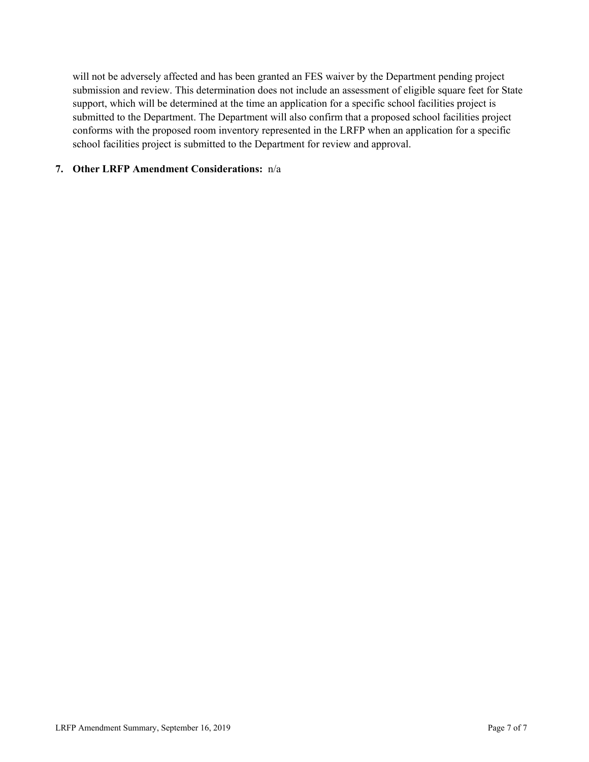will not be adversely affected and has been granted an FES waiver by the Department pending project submission and review. This determination does not include an assessment of eligible square feet for State support, which will be determined at the time an application for a specific school facilities project is submitted to the Department. The Department will also confirm that a proposed school facilities project conforms with the proposed room inventory represented in the LRFP when an application for a specific school facilities project is submitted to the Department for review and approval.

**7. Other LRFP Amendment Considerations:** n/a